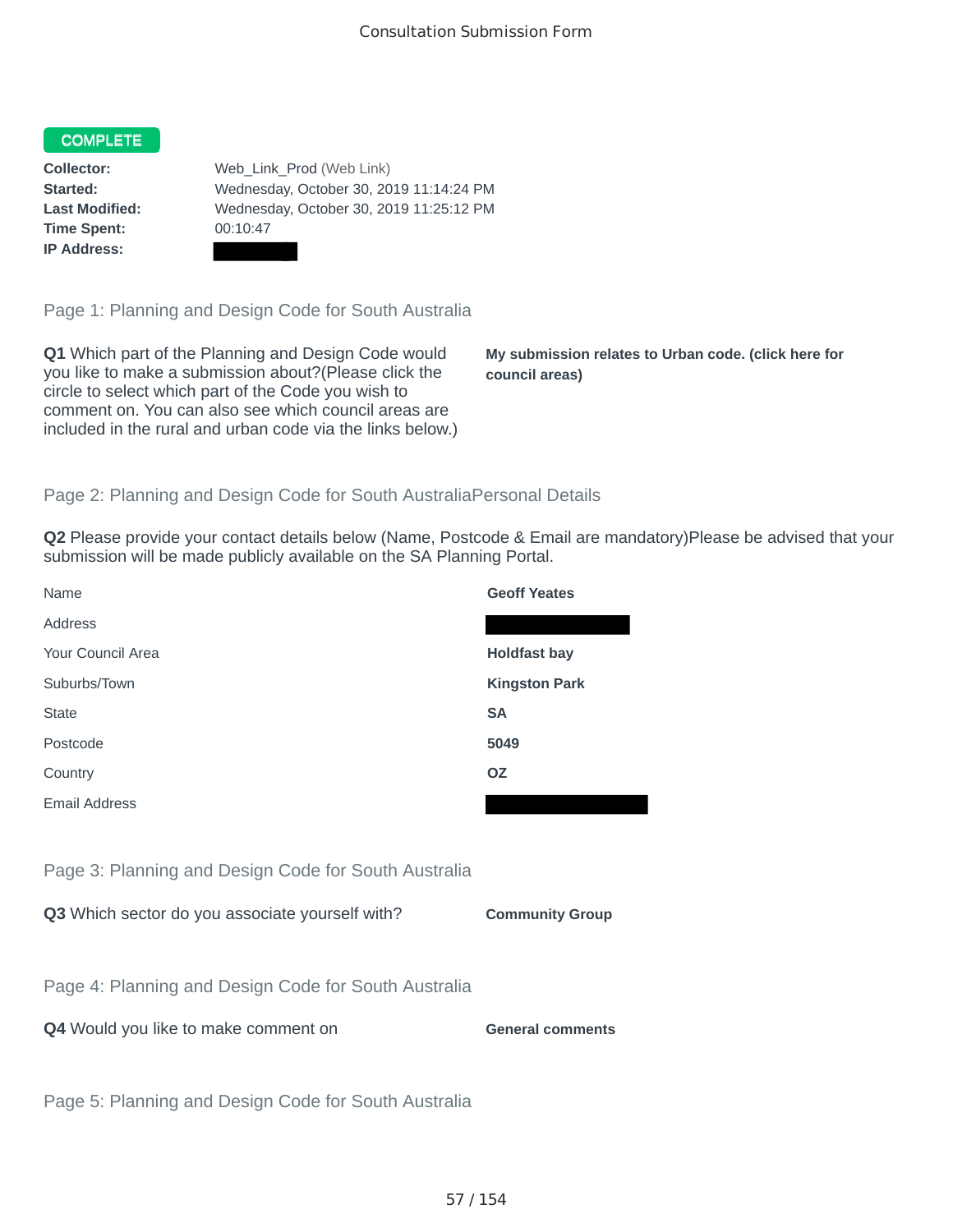# Consultation Submission Form

**COMPLETE**

**Collector:** Web_Link_Prod (Web Link)
**Started:** Wednesday, October 30, 2019 11:14:24 PM
**Last Modified:** Wednesday, October 30, 2019 11:25:12 PM
**Time Spent:** 00:10:47
**IP Address:**

## Page 1: Planning and Design Code for South Australia

**Q1** Which part of the Planning and Design Code would you like to make a submission about?(Please click the circle to select which part of the Code you wish to comment on. You can also see which council areas are included in the rural and urban code via the links below.)

**My submission relates to Urban code. (click here for council areas)**

## Page 2: Planning and Design Code for South AustraliaPersonal Details

**Q2** Please provide your contact details below (Name, Postcode & Email are mandatory)Please be advised that your submission will be made publicly available on the SA Planning Portal.

| | |
|---|---|
| Name | **Geoff Yeates** |
| Address | |
| Your Council Area | **Holdfast bay** |
| Suburbs/Town | **Kingston Park** |
| State | **SA** |
| Postcode | **5049** |
| Country | **OZ** |
| Email Address | |

## Page 3: Planning and Design Code for South Australia

**Q3** Which sector do you associate yourself with?

**Community Group**

## Page 4: Planning and Design Code for South Australia

**Q4** Would you like to make comment on

**General comments**

## Page 5: Planning and Design Code for South Australia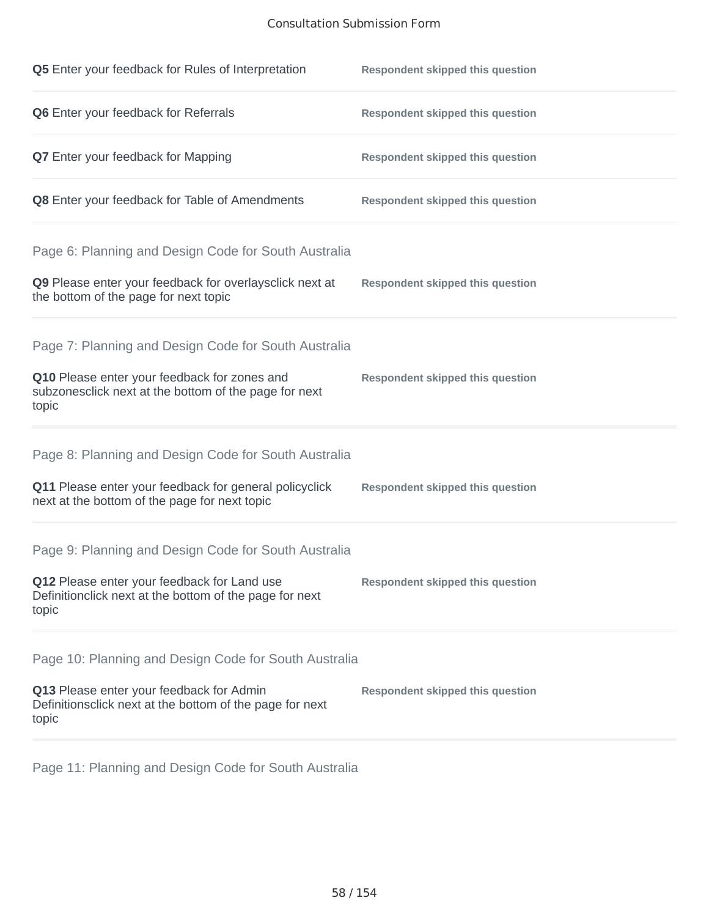**Q5** Enter your feedback for Rules of Interpretation — **Respondent skipped this question**

**Q6** Enter your feedback for Referrals — **Respondent skipped this question**

**Q7** Enter your feedback for Mapping — **Respondent skipped this question**

**Q8** Enter your feedback for Table of Amendments — **Respondent skipped this question**

## Page 6: Planning and Design Code for South Australia

**Q9** Please enter your feedback for overlaysclick next at the bottom of the page for next topic — **Respondent skipped this question**

## Page 7: Planning and Design Code for South Australia

**Q10** Please enter your feedback for zones and subzonesclick next at the bottom of the page for next topic — **Respondent skipped this question**

## Page 8: Planning and Design Code for South Australia

**Q11** Please enter your feedback for general policyclick next at the bottom of the page for next topic — **Respondent skipped this question**

## Page 9: Planning and Design Code for South Australia

**Q12** Please enter your feedback for Land use Definitionclick next at the bottom of the page for next topic — **Respondent skipped this question**

## Page 10: Planning and Design Code for South Australia

**Q13** Please enter your feedback for Admin Definitionsclick next at the bottom of the page for next topic — **Respondent skipped this question**

## Page 11: Planning and Design Code for South Australia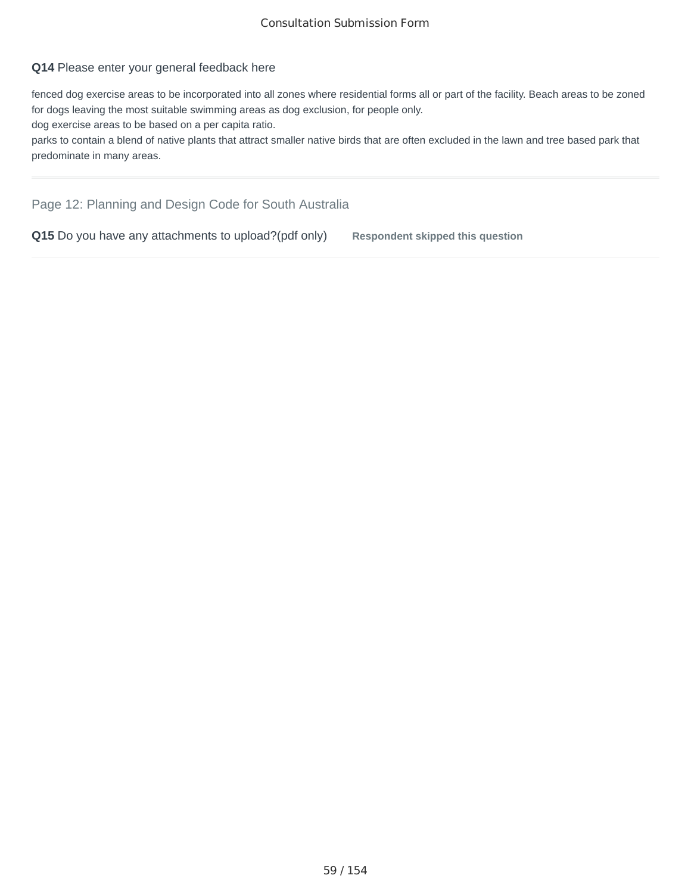**Q14** Please enter your general feedback here

fenced dog exercise areas to be incorporated into all zones where residential forms all or part of the facility. Beach areas to be zoned for dogs leaving the most suitable swimming areas as dog exclusion, for people only.
dog exercise areas to be based on a per capita ratio.
parks to contain a blend of native plants that attract smaller native birds that are often excluded in the lawn and tree based park that predominate in many areas.

---

## Page 12: Planning and Design Code for South Australia

**Q15** Do you have any attachments to upload?(pdf only) **Respondent skipped this question**